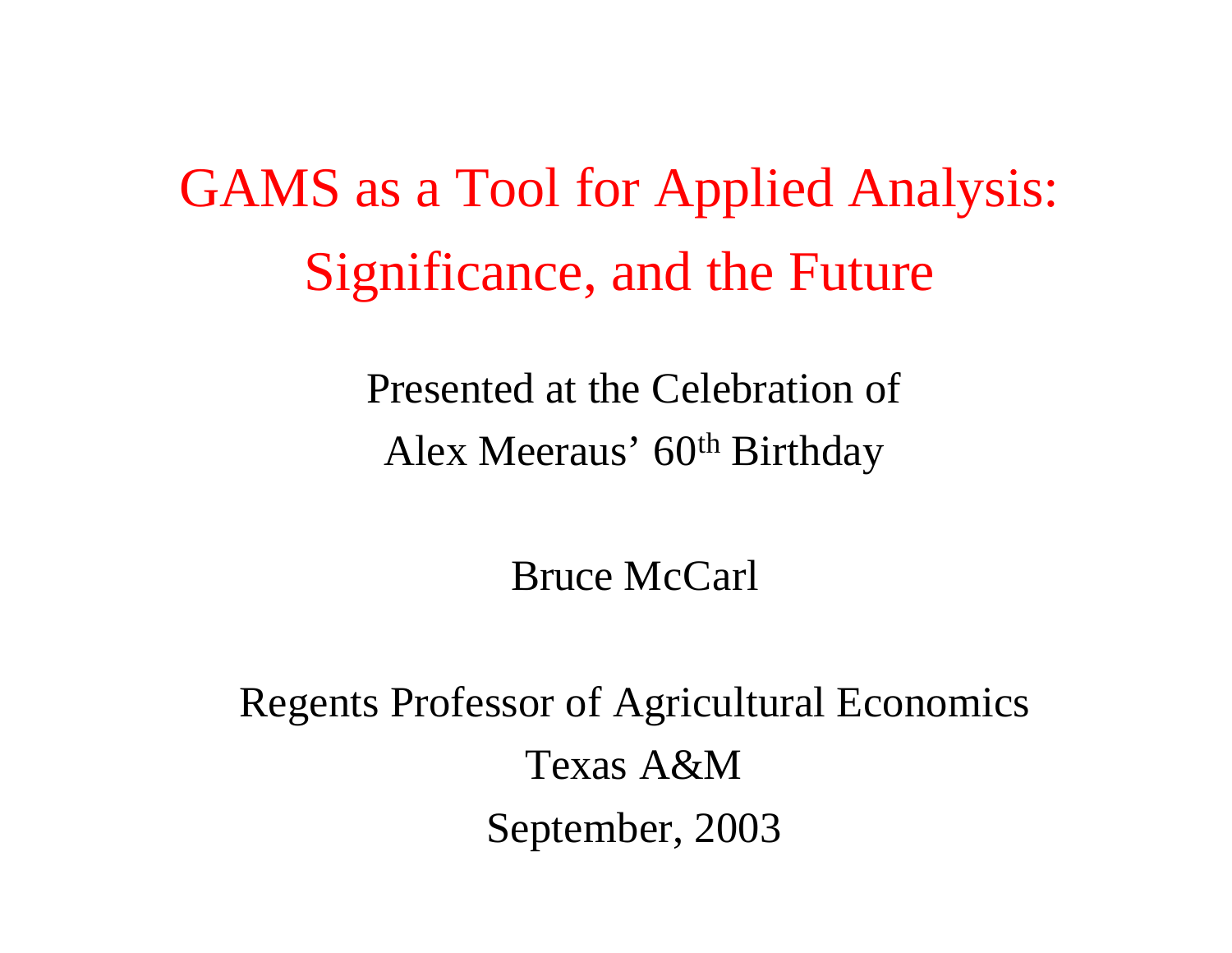# GAMS as a Tool for Applied Analysis: Significance, and the Future

Presented at the Celebration of
Alex Meeraus' 60th Birthday

Bruce McCarl

Regents Professor of Agricultural Economics
Texas A&M
September, 2003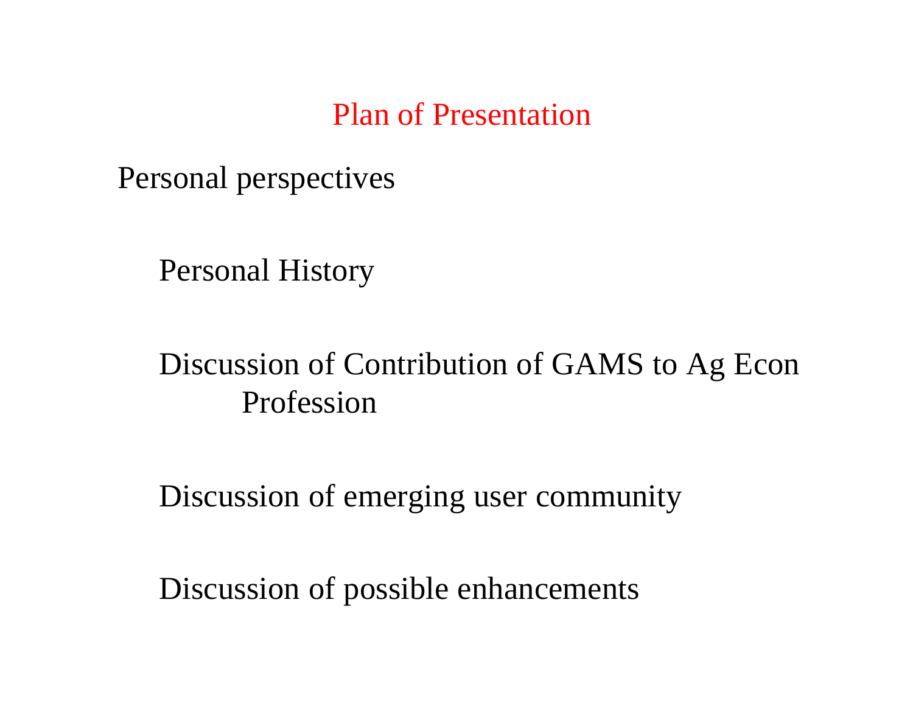# Plan of Presentation

Personal perspectives

- Personal History
- Discussion of Contribution of GAMS to Ag Econ Profession
- Discussion of emerging user community
- Discussion of possible enhancements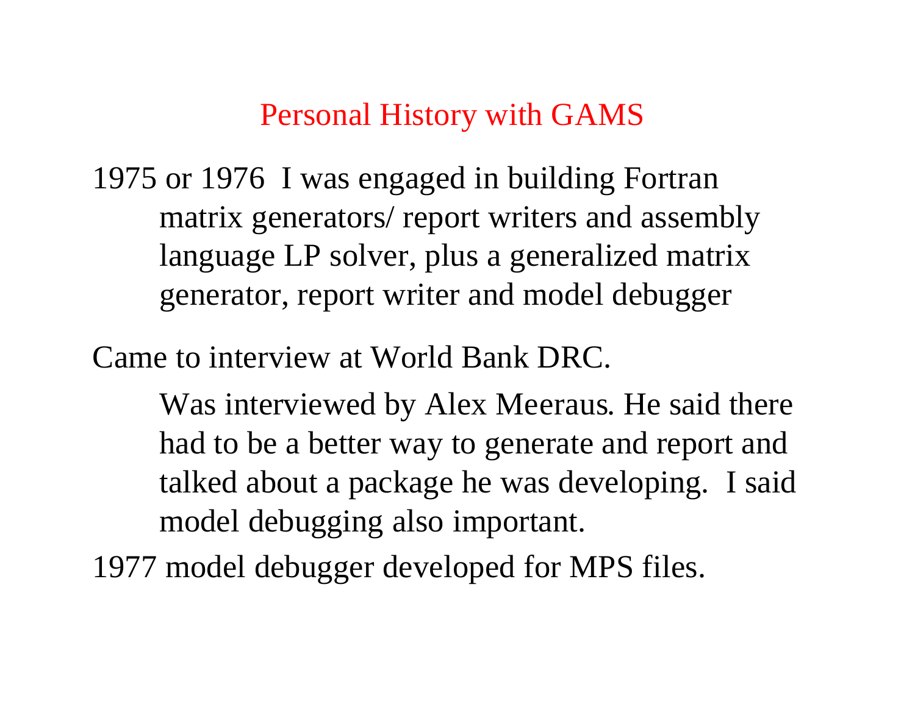# Personal History with GAMS

1975 or 1976 I was engaged in building Fortran matrix generators/ report writers and assembly language LP solver, plus a generalized matrix generator, report writer and model debugger

Came to interview at World Bank DRC.

Was interviewed by Alex Meeraus. He said there had to be a better way to generate and report and talked about a package he was developing. I said model debugging also important.

1977 model debugger developed for MPS files.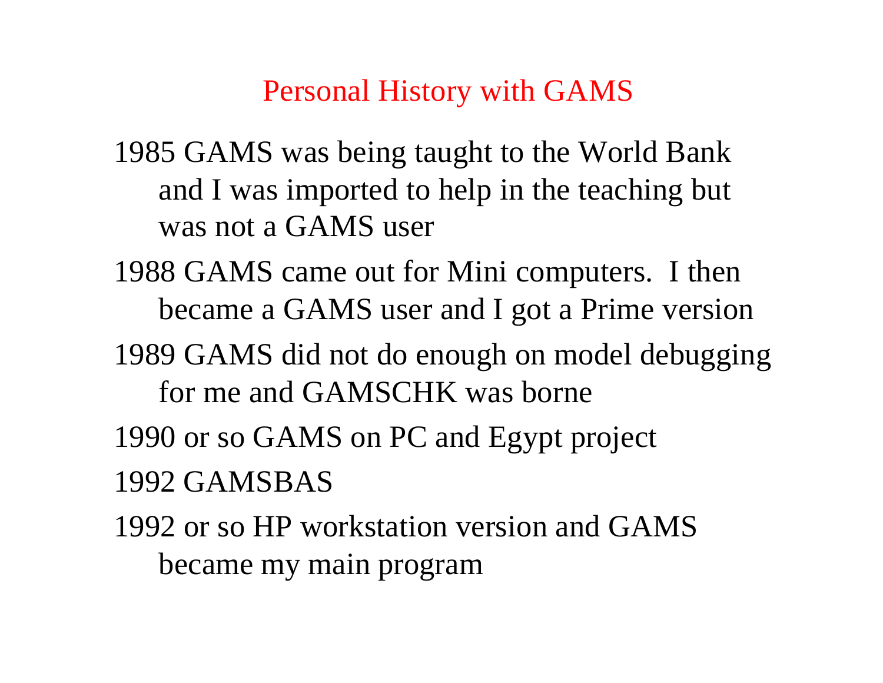# Personal History with GAMS

1985 GAMS was being taught to the World Bank and I was imported to help in the teaching but was not a GAMS user

1988 GAMS came out for Mini computers. I then became a GAMS user and I got a Prime version

1989 GAMS did not do enough on model debugging for me and GAMSCHK was borne

1990 or so GAMS on PC and Egypt project

1992 GAMSBAS

1992 or so HP workstation version and GAMS became my main program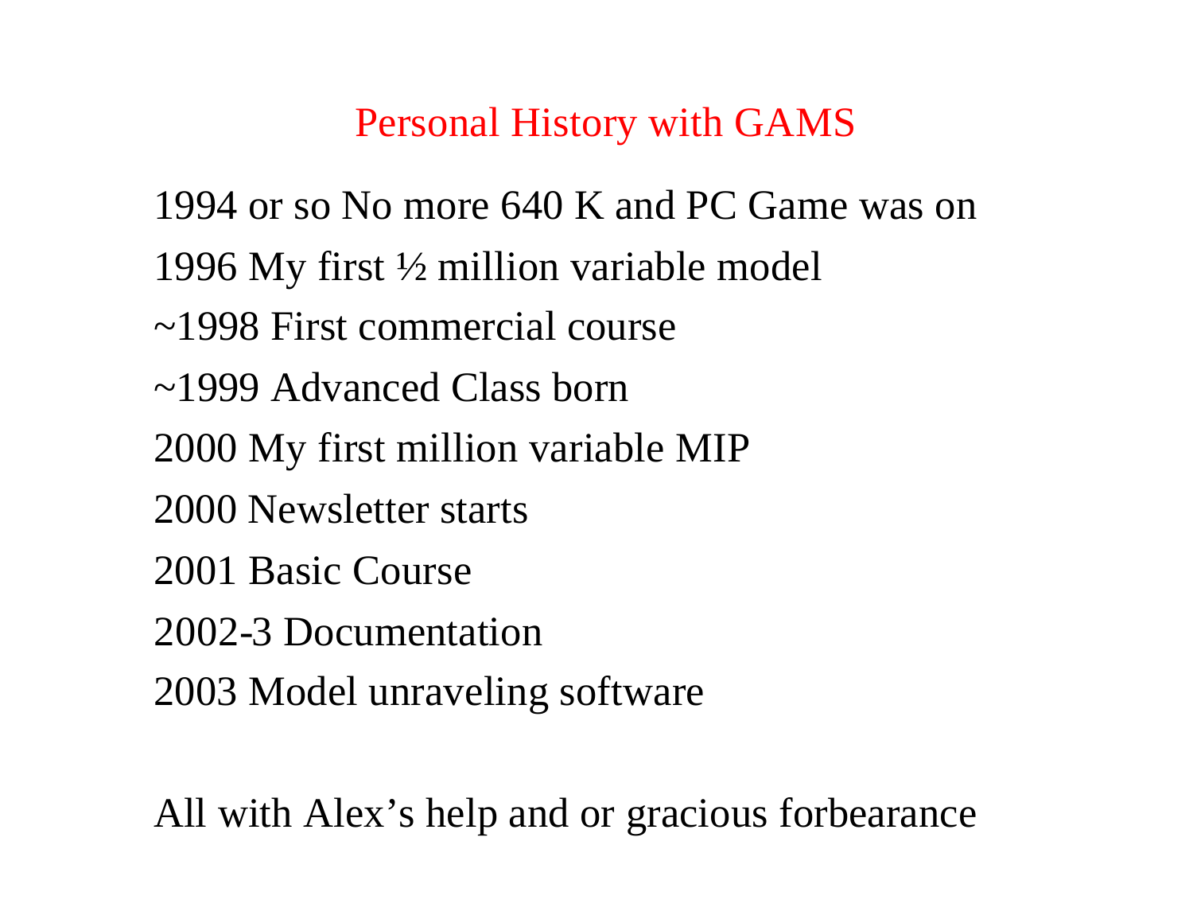# Personal History with GAMS

1994 or so No more 640 K and PC Game was on

1996 My first ½ million variable model

~1998 First commercial course

~1999 Advanced Class born

2000 My first million variable MIP

2000 Newsletter starts

2001 Basic Course

2002-3 Documentation

2003 Model unraveling software

All with Alex's help and or gracious forbearance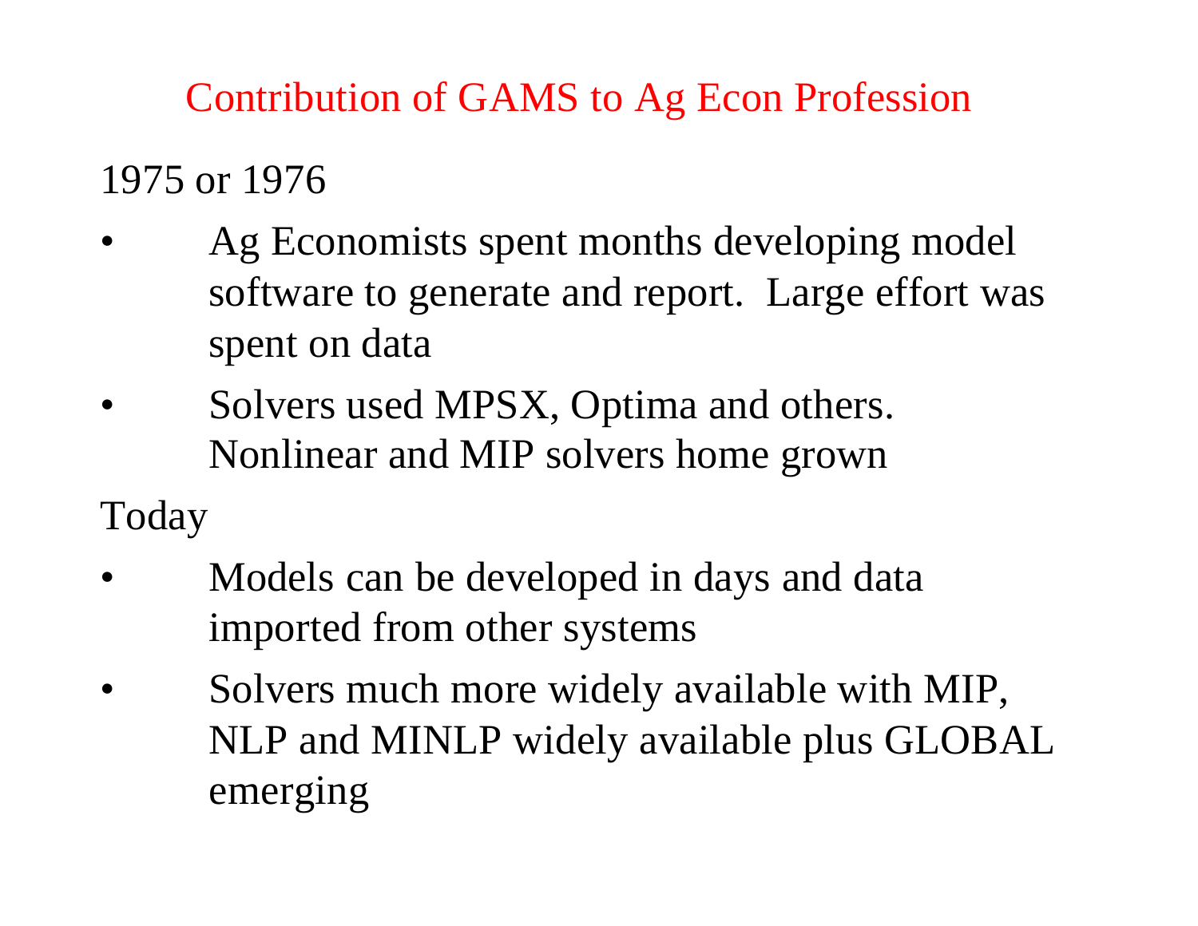# Contribution of GAMS to Ag Econ Profession

1975 or 1976

- Ag Economists spent months developing model software to generate and report. Large effort was spent on data
- Solvers used MPSX, Optima and others. Nonlinear and MIP solvers home grown

Today

- Models can be developed in days and data imported from other systems
- Solvers much more widely available with MIP, NLP and MINLP widely available plus GLOBAL emerging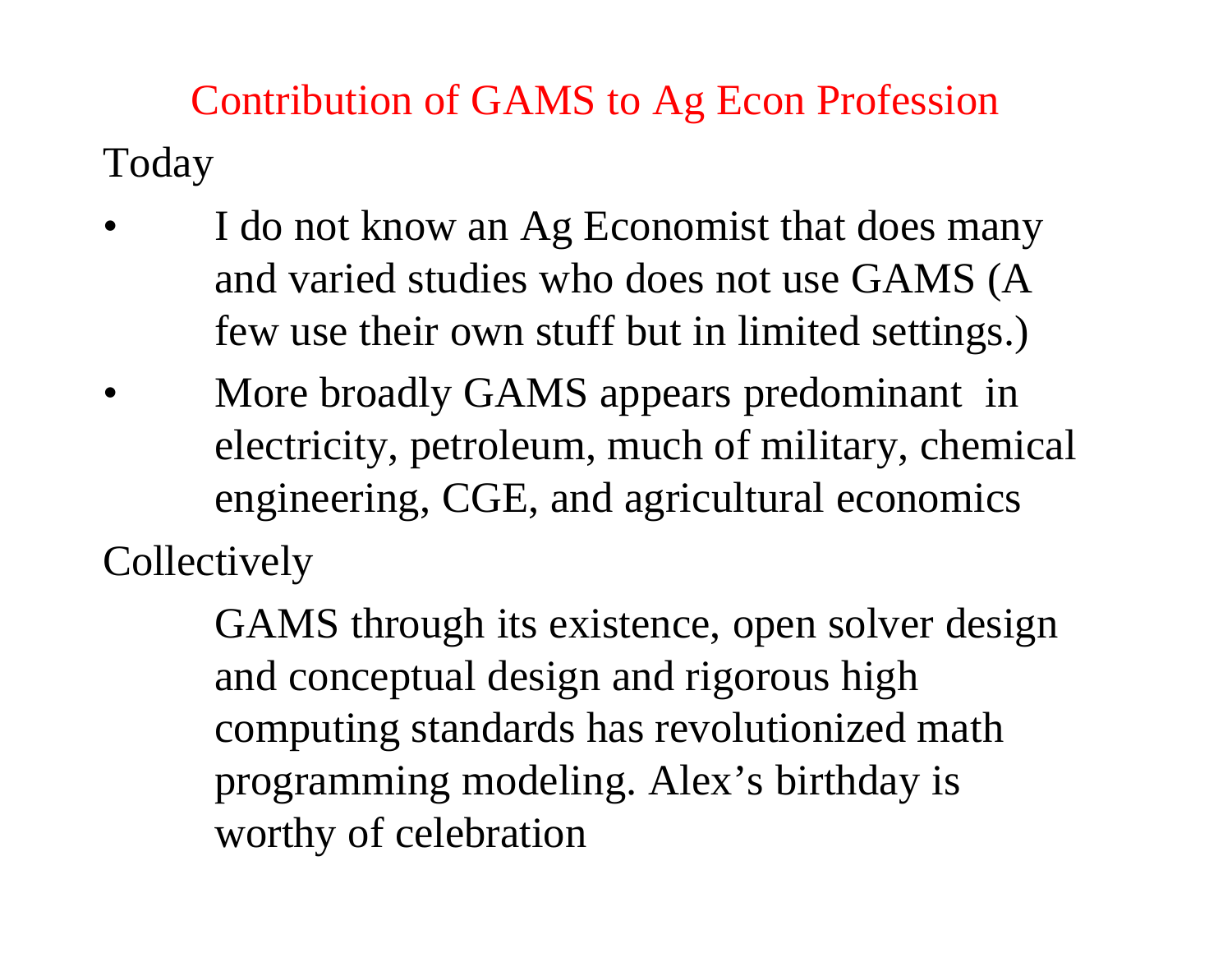# Contribution of GAMS to Ag Econ Profession

Today

- I do not know an Ag Economist that does many and varied studies who does not use GAMS (A few use their own stuff but in limited settings.)
- More broadly GAMS appears predominant in electricity, petroleum, much of military, chemical engineering, CGE, and agricultural economics

Collectively

GAMS through its existence, open solver design and conceptual design and rigorous high computing standards has revolutionized math programming modeling. Alex's birthday is worthy of celebration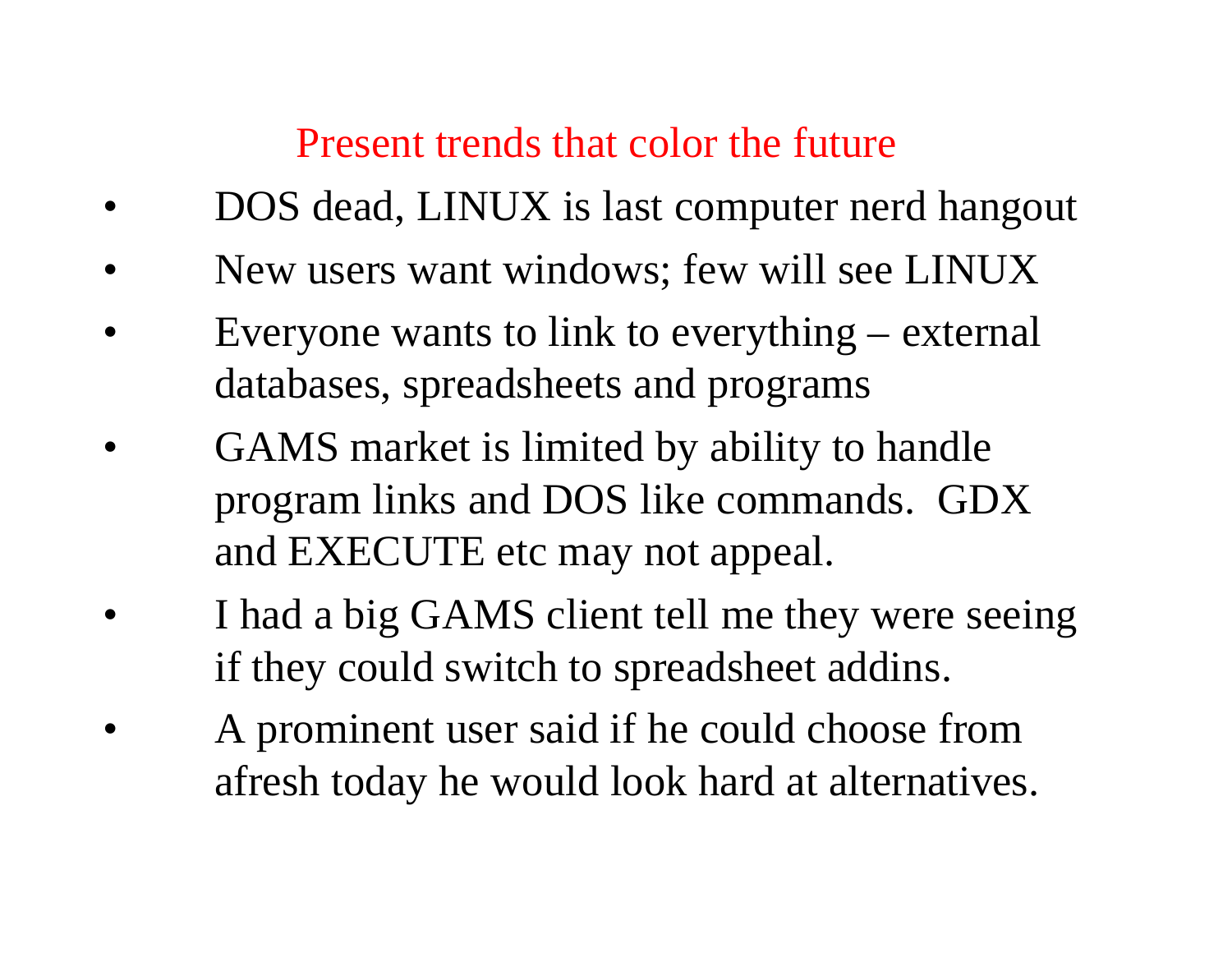## Present trends that color the future

- DOS dead, LINUX is last computer nerd hangout
- New users want windows; few will see LINUX
- Everyone wants to link to everything – external databases, spreadsheets and programs
- GAMS market is limited by ability to handle program links and DOS like commands. GDX and EXECUTE etc may not appeal.
- I had a big GAMS client tell me they were seeing if they could switch to spreadsheet addins.
- A prominent user said if he could choose from afresh today he would look hard at alternatives.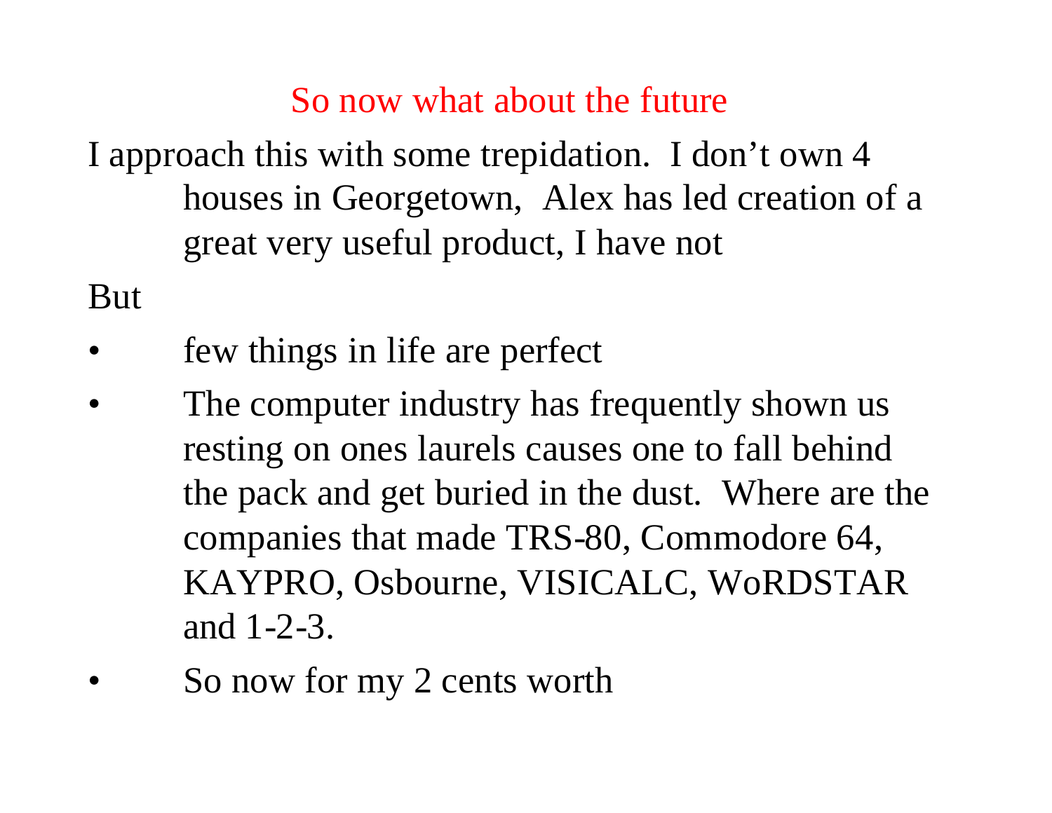## So now what about the future

I approach this with some trepidation. I don't own 4 houses in Georgetown, Alex has led creation of a great very useful product, I have not

But

- few things in life are perfect
- The computer industry has frequently shown us resting on ones laurels causes one to fall behind the pack and get buried in the dust. Where are the companies that made TRS-80, Commodore 64, KAYPRO, Osbourne, VISICALC, WoRDSTAR and 1-2-3.
- So now for my 2 cents worth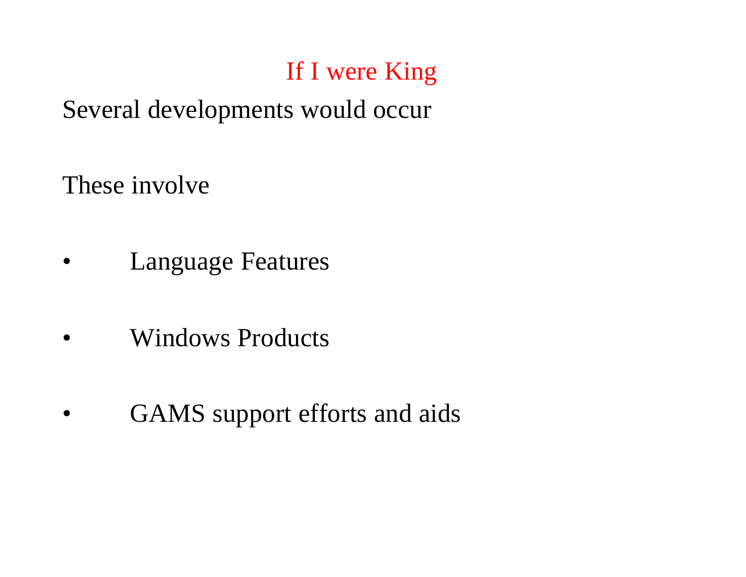# If I were King

Several developments would occur

These involve

- Language Features
- Windows Products
- GAMS support efforts and aids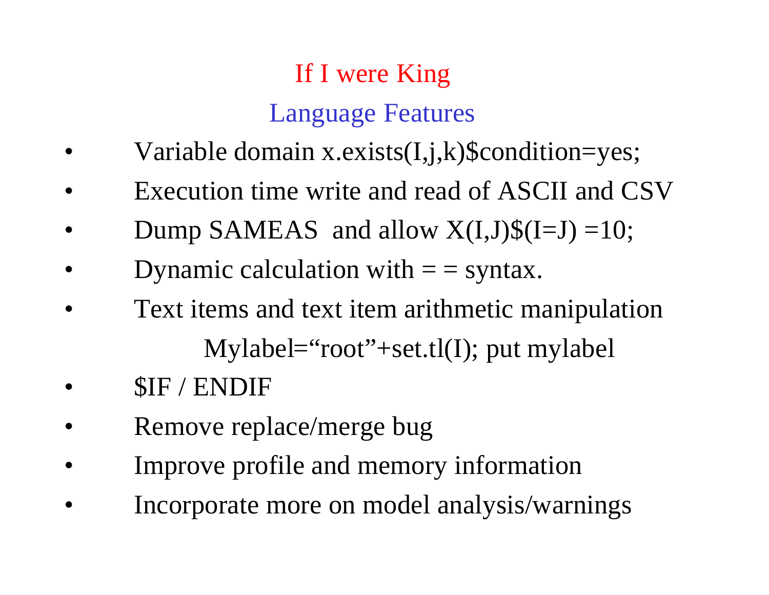# If I were King

## Language Features

- Variable domain x.exists(I,j,k)$condition=yes;
- Execution time write and read of ASCII and CSV
- Dump SAMEAS and allow X(I,J)$(I=J) =10;
- Dynamic calculation with = = syntax.
- Text items and text item arithmetic manipulation

  Mylabel="root"+set.tl(I); put mylabel
- $IF / ENDIF
- Remove replace/merge bug
- Improve profile and memory information
- Incorporate more on model analysis/warnings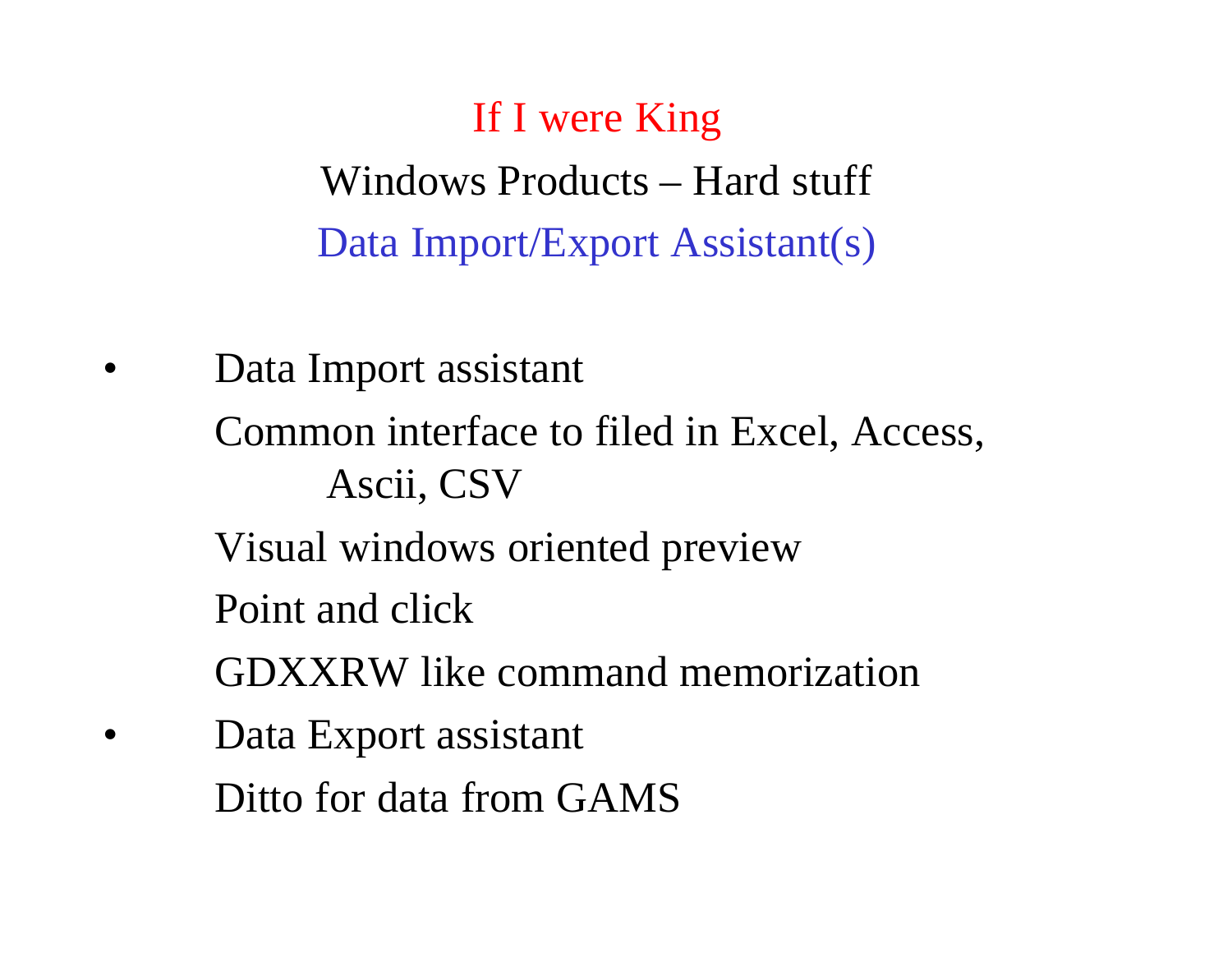# If I were King

## Windows Products – Hard stuff

## Data Import/Export Assistant(s)

- Data Import assistant

  Common interface to filed in Excel, Access, Ascii, CSV

  Visual windows oriented preview

  Point and click

  GDXXRW like command memorization

- Data Export assistant

  Ditto for data from GAMS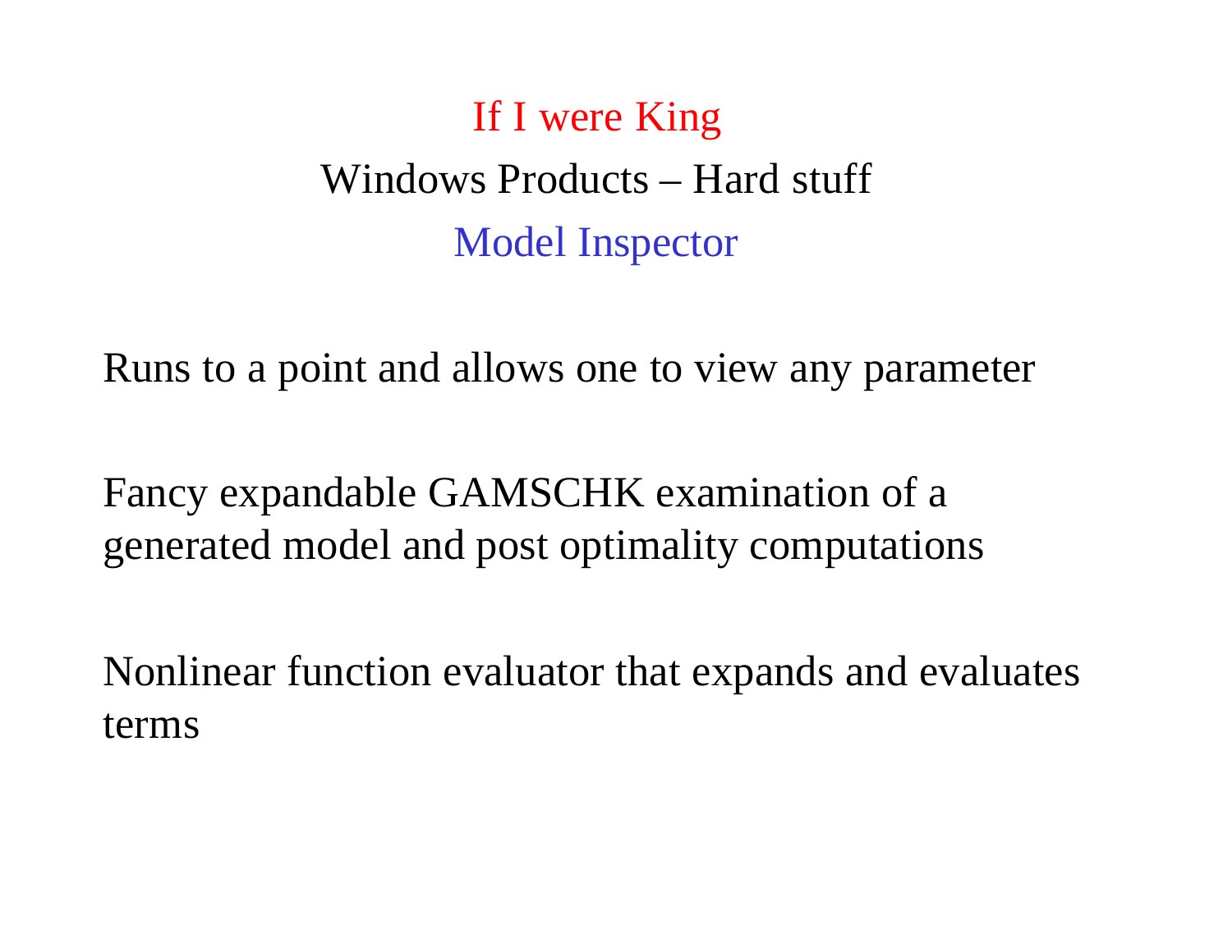# If I were King

## Windows Products – Hard stuff

### Model Inspector

Runs to a point and allows one to view any parameter

Fancy expandable GAMSCHK examination of a generated model and post optimality computations

Nonlinear function evaluator that expands and evaluates terms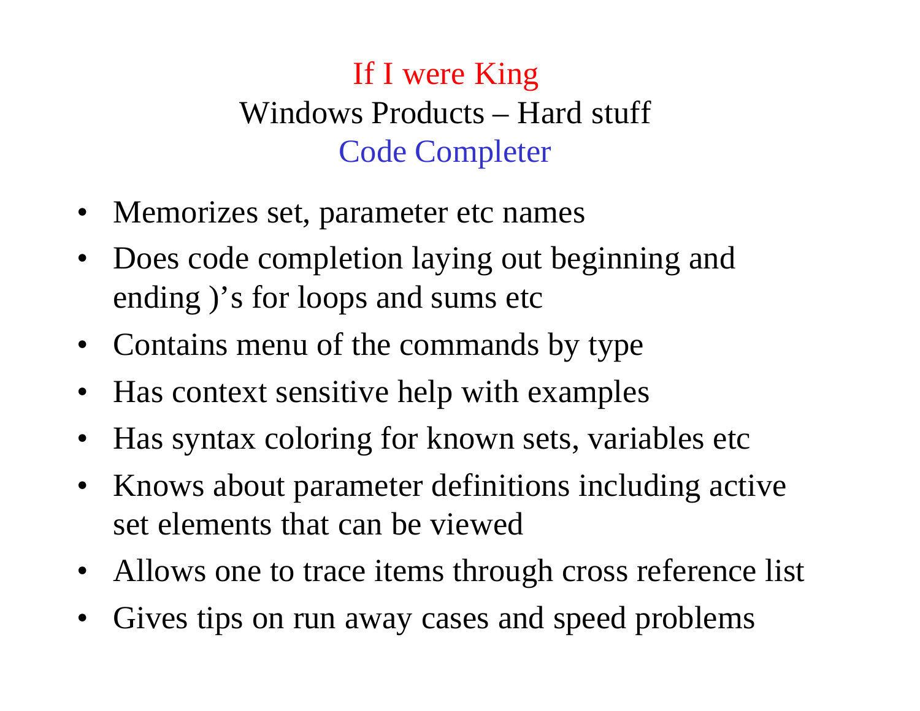# If I were King

## Windows Products – Hard stuff

### Code Completer

- Memorizes set, parameter etc names
- Does code completion laying out beginning and ending )'s for loops and sums etc
- Contains menu of the commands by type
- Has context sensitive help with examples
- Has syntax coloring for known sets, variables etc
- Knows about parameter definitions including active set elements that can be viewed
- Allows one to trace items through cross reference list
- Gives tips on run away cases and speed problems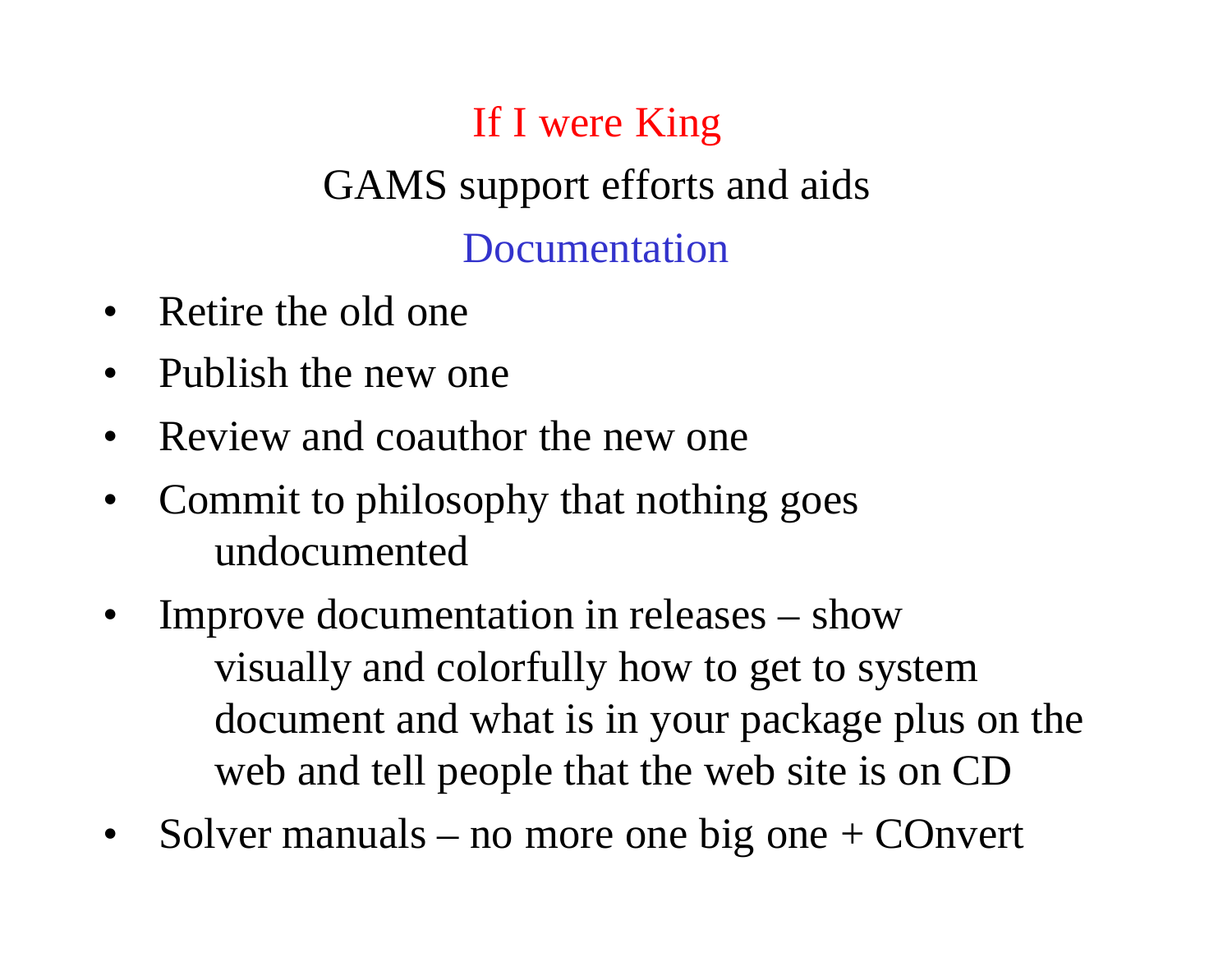# If I were King

## GAMS support efforts and aids

### Documentation

- Retire the old one
- Publish the new one
- Review and coauthor the new one
- Commit to philosophy that nothing goes undocumented
- Improve documentation in releases – show visually and colorfully how to get to system document and what is in your package plus on the web and tell people that the web site is on CD
- Solver manuals – no more one big one + COnvert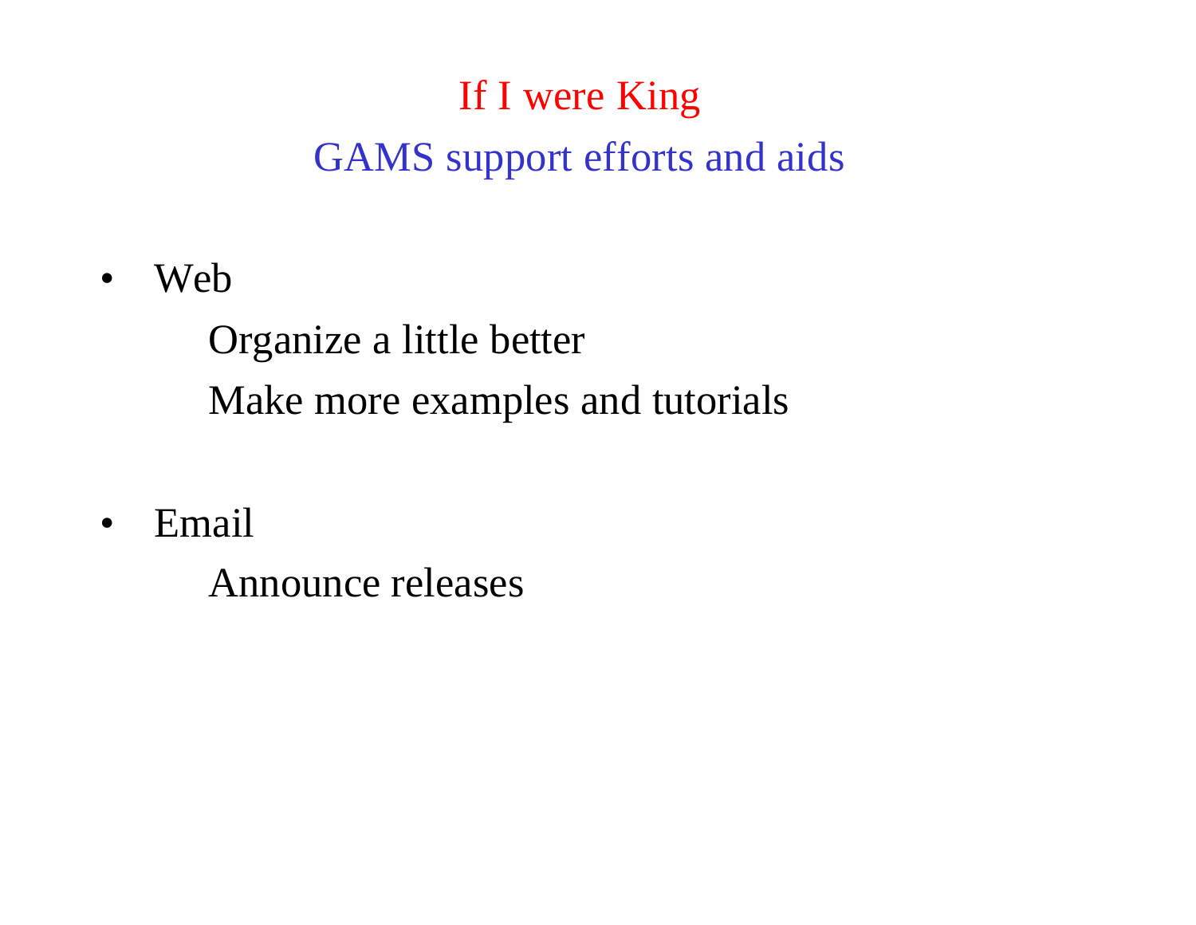# If I were King

## GAMS support efforts and aids

- Web
  - Organize a little better
  - Make more examples and tutorials

- Email
  - Announce releases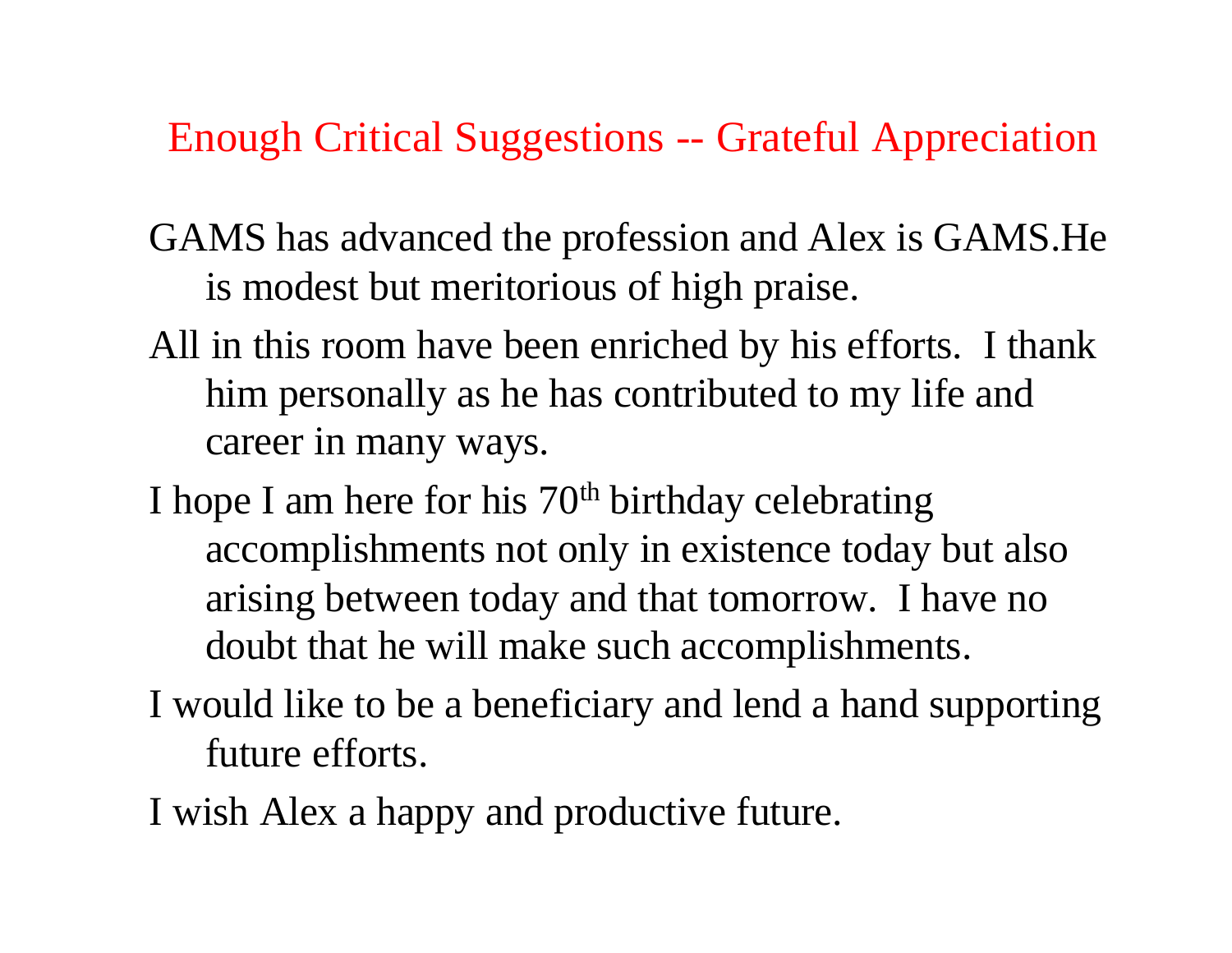# Enough Critical Suggestions -- Grateful Appreciation

GAMS has advanced the profession and Alex is GAMS.He is modest but meritorious of high praise.

All in this room have been enriched by his efforts. I thank him personally as he has contributed to my life and career in many ways.

I hope I am here for his $70^{th}$ birthday celebrating accomplishments not only in existence today but also arising between today and that tomorrow. I have no doubt that he will make such accomplishments.

I would like to be a beneficiary and lend a hand supporting future efforts.

I wish Alex a happy and productive future.